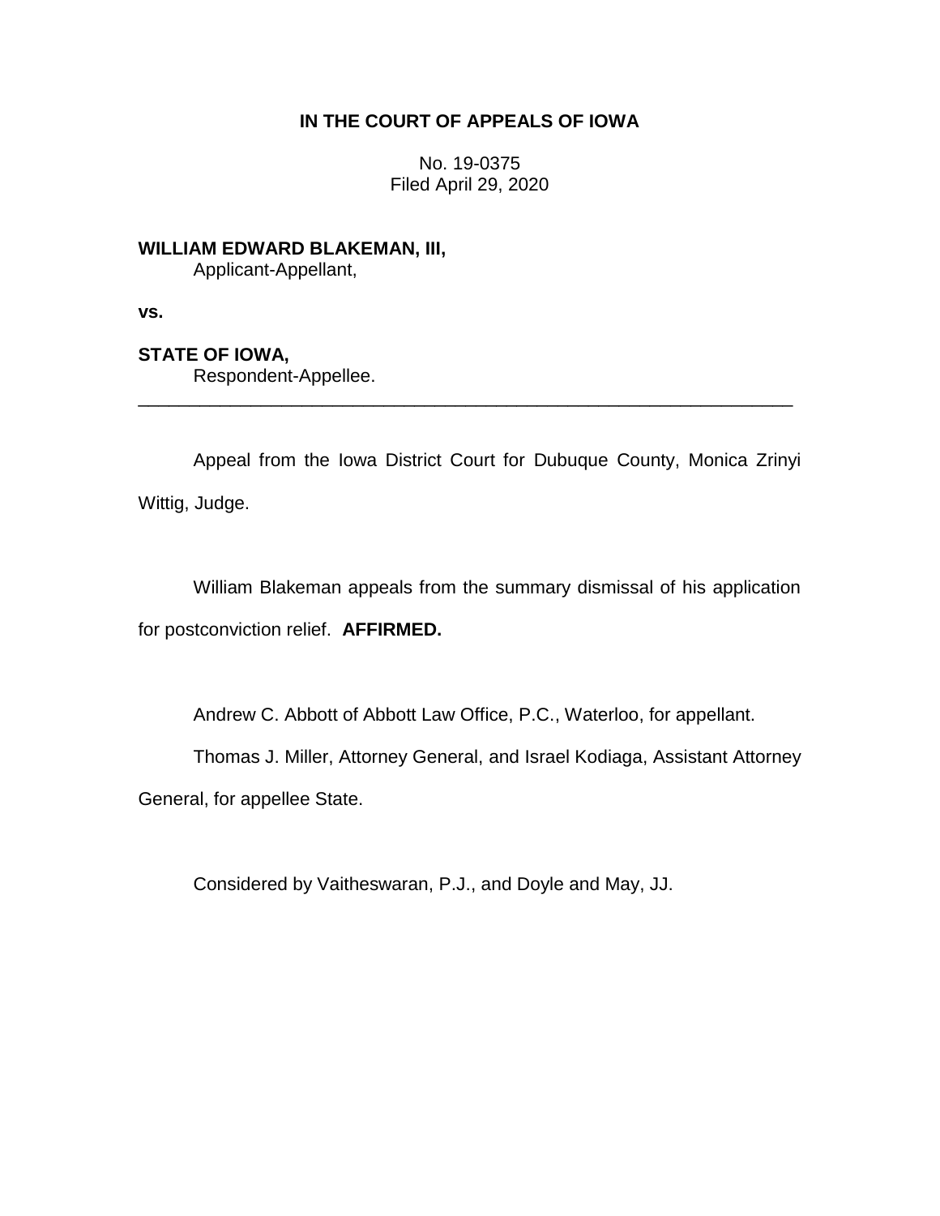**IN THE COURT OF APPEALS OF IOWA**

No. 19-0375
Filed April 29, 2020

**WILLIAM EDWARD BLAKEMAN, III,**
Applicant-Appellant,

**vs.**

**STATE OF IOWA,**
Respondent-Appellee.

---

Appeal from the Iowa District Court for Dubuque County, Monica Zrinyi Wittig, Judge.

William Blakeman appeals from the summary dismissal of his application for postconviction relief. **AFFIRMED.**

Andrew C. Abbott of Abbott Law Office, P.C., Waterloo, for appellant.

Thomas J. Miller, Attorney General, and Israel Kodiaga, Assistant Attorney General, for appellee State.

Considered by Vaitheswaran, P.J., and Doyle and May, JJ.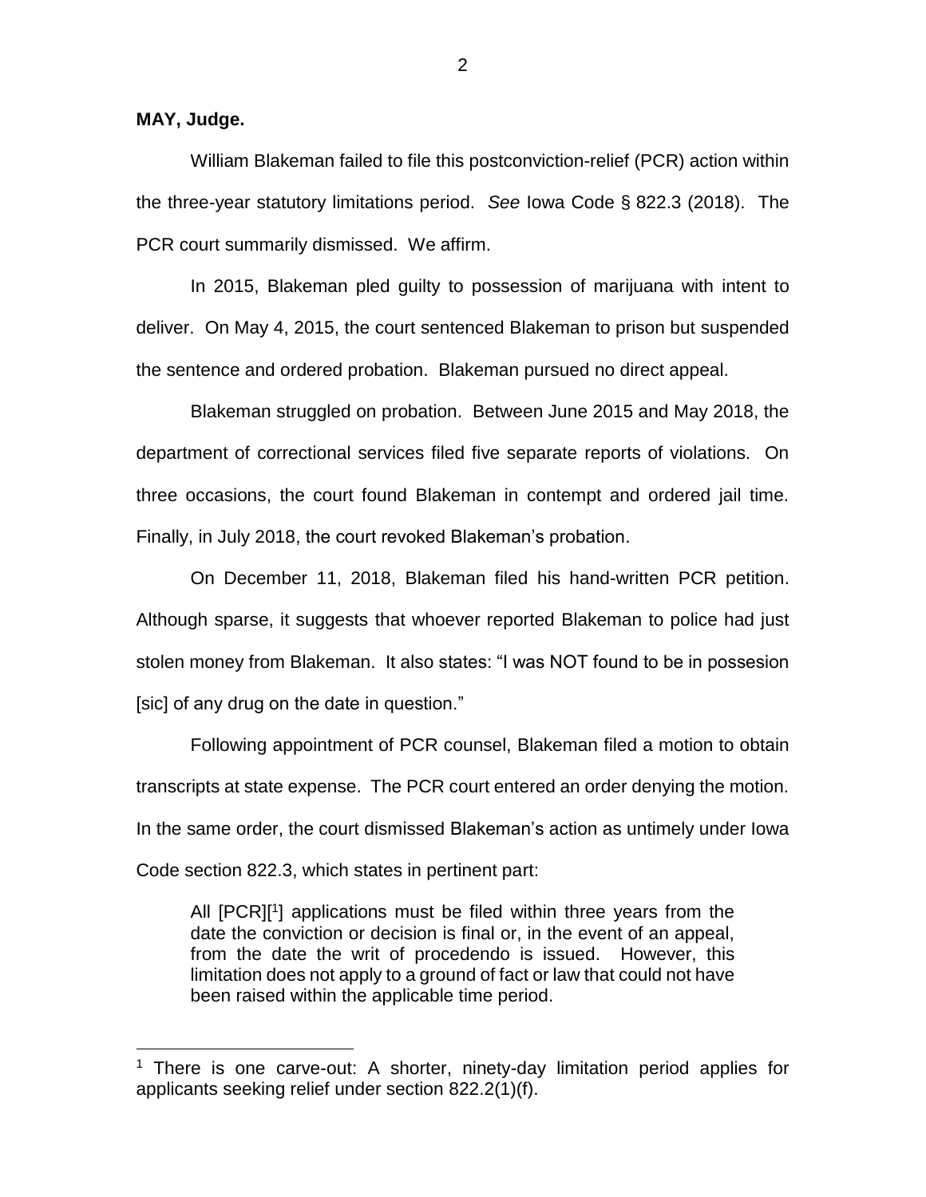**MAY, Judge.**

William Blakeman failed to file this postconviction-relief (PCR) action within the three-year statutory limitations period. *See* Iowa Code § 822.3 (2018). The PCR court summarily dismissed. We affirm.

In 2015, Blakeman pled guilty to possession of marijuana with intent to deliver. On May 4, 2015, the court sentenced Blakeman to prison but suspended the sentence and ordered probation. Blakeman pursued no direct appeal.

Blakeman struggled on probation. Between June 2015 and May 2018, the department of correctional services filed five separate reports of violations. On three occasions, the court found Blakeman in contempt and ordered jail time. Finally, in July 2018, the court revoked Blakeman's probation.

On December 11, 2018, Blakeman filed his hand-written PCR petition. Although sparse, it suggests that whoever reported Blakeman to police had just stolen money from Blakeman. It also states: "I was NOT found to be in possesion [sic] of any drug on the date in question."

Following appointment of PCR counsel, Blakeman filed a motion to obtain transcripts at state expense. The PCR court entered an order denying the motion. In the same order, the court dismissed Blakeman's action as untimely under Iowa Code section 822.3, which states in pertinent part:

> All [PCR][1] applications must be filed within three years from the date the conviction or decision is final or, in the event of an appeal, from the date the writ of procedendo is issued. However, this limitation does not apply to a ground of fact or law that could not have been raised within the applicable time period.

[1] There is one carve-out: A shorter, ninety-day limitation period applies for applicants seeking relief under section 822.2(1)(f).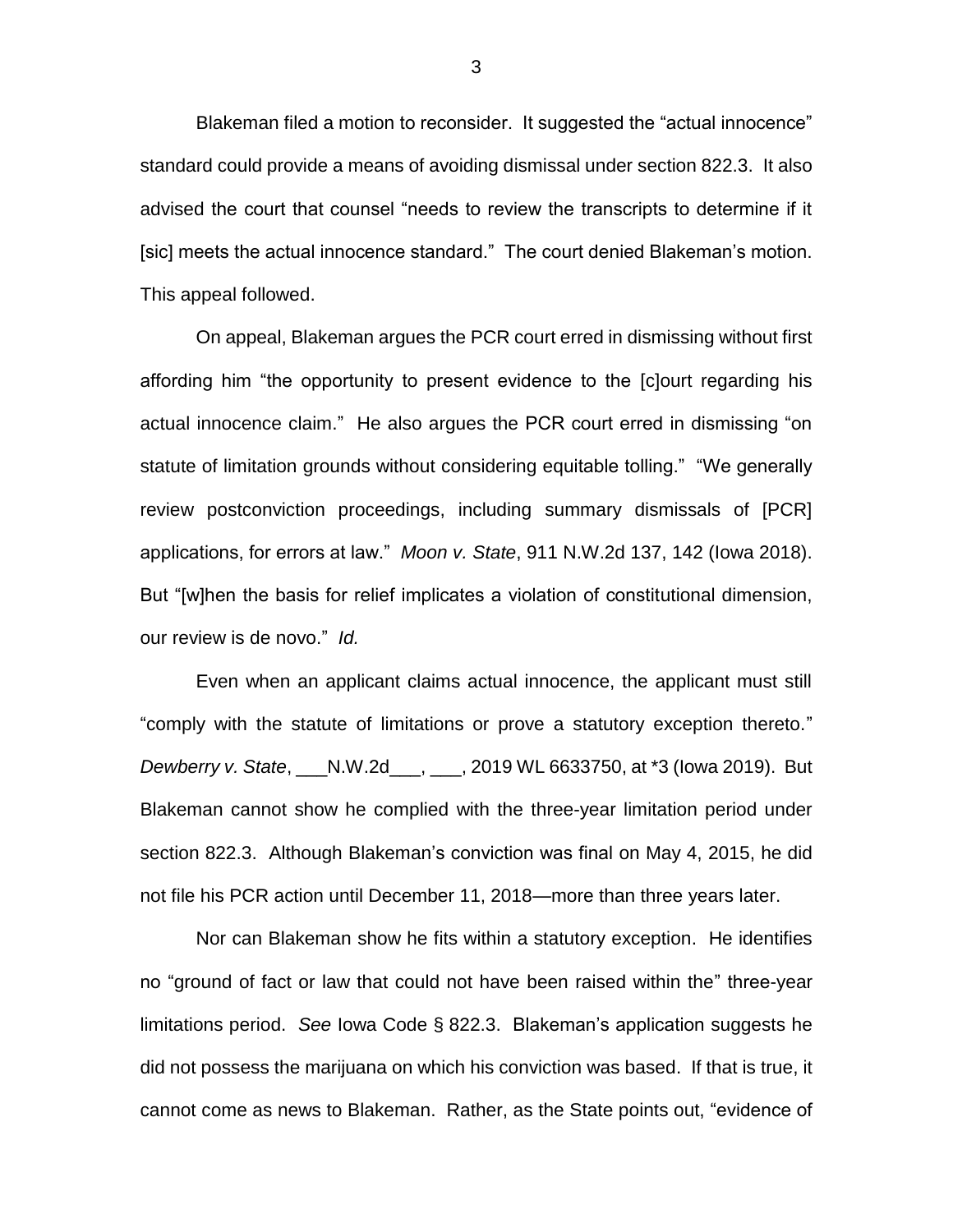Blakeman filed a motion to reconsider. It suggested the "actual innocence" standard could provide a means of avoiding dismissal under section 822.3. It also advised the court that counsel "needs to review the transcripts to determine if it [sic] meets the actual innocence standard." The court denied Blakeman's motion. This appeal followed.

On appeal, Blakeman argues the PCR court erred in dismissing without first affording him "the opportunity to present evidence to the [c]ourt regarding his actual innocence claim." He also argues the PCR court erred in dismissing "on statute of limitation grounds without considering equitable tolling." "We generally review postconviction proceedings, including summary dismissals of [PCR] applications, for errors at law." *Moon v. State*, 911 N.W.2d 137, 142 (Iowa 2018). But "[w]hen the basis for relief implicates a violation of constitutional dimension, our review is de novo." *Id.*

Even when an applicant claims actual innocence, the applicant must still "comply with the statute of limitations or prove a statutory exception thereto." *Dewberry v. State*, ___N.W.2d___, ___, 2019 WL 6633750, at *3 (Iowa 2019). But Blakeman cannot show he complied with the three-year limitation period under section 822.3. Although Blakeman's conviction was final on May 4, 2015, he did not file his PCR action until December 11, 2018—more than three years later.

Nor can Blakeman show he fits within a statutory exception. He identifies no "ground of fact or law that could not have been raised within the" three-year limitations period. *See* Iowa Code § 822.3. Blakeman's application suggests he did not possess the marijuana on which his conviction was based. If that is true, it cannot come as news to Blakeman. Rather, as the State points out, "evidence of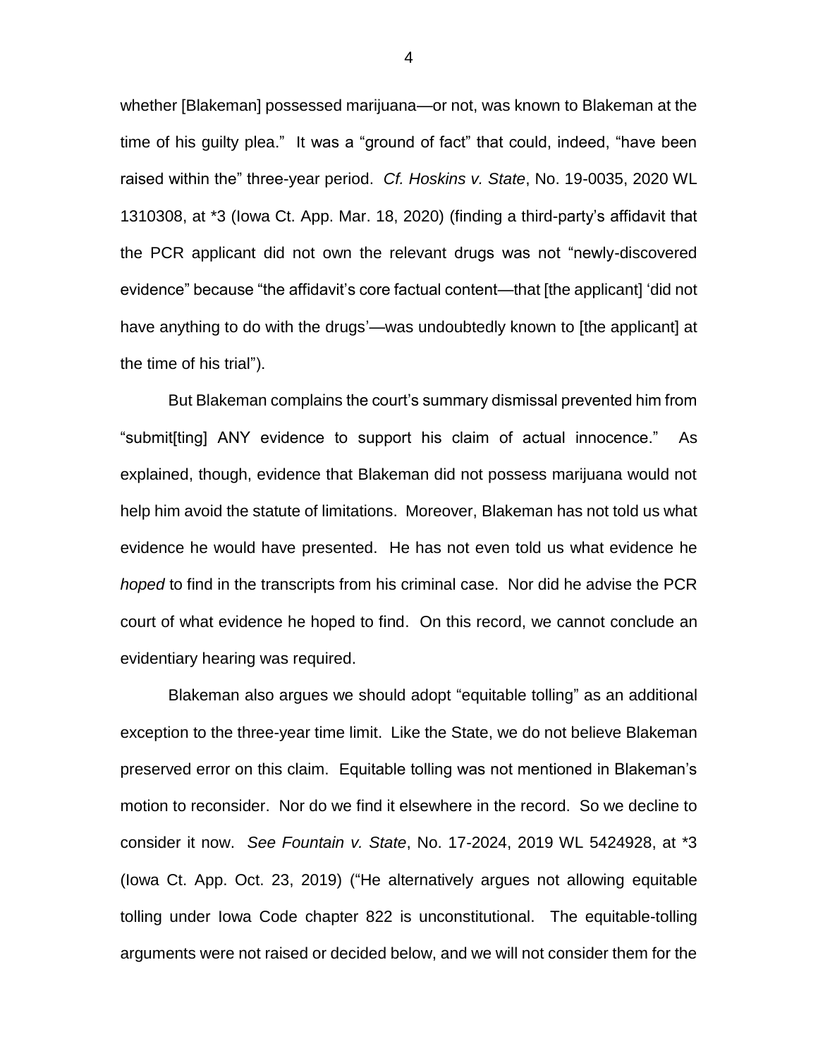whether [Blakeman] possessed marijuana—or not, was known to Blakeman at the time of his guilty plea." It was a "ground of fact" that could, indeed, "have been raised within the" three-year period. *Cf. Hoskins v. State*, No. 19-0035, 2020 WL 1310308, at *3 (Iowa Ct. App. Mar. 18, 2020) (finding a third-party's affidavit that the PCR applicant did not own the relevant drugs was not "newly-discovered evidence" because "the affidavit's core factual content—that [the applicant] 'did not have anything to do with the drugs'—was undoubtedly known to [the applicant] at the time of his trial").

But Blakeman complains the court's summary dismissal prevented him from "submit[ting] ANY evidence to support his claim of actual innocence." As explained, though, evidence that Blakeman did not possess marijuana would not help him avoid the statute of limitations. Moreover, Blakeman has not told us what evidence he would have presented. He has not even told us what evidence he *hoped* to find in the transcripts from his criminal case. Nor did he advise the PCR court of what evidence he hoped to find. On this record, we cannot conclude an evidentiary hearing was required.

Blakeman also argues we should adopt "equitable tolling" as an additional exception to the three-year time limit. Like the State, we do not believe Blakeman preserved error on this claim. Equitable tolling was not mentioned in Blakeman's motion to reconsider. Nor do we find it elsewhere in the record. So we decline to consider it now. *See Fountain v. State*, No. 17-2024, 2019 WL 5424928, at *3 (Iowa Ct. App. Oct. 23, 2019) ("He alternatively argues not allowing equitable tolling under Iowa Code chapter 822 is unconstitutional. The equitable-tolling arguments were not raised or decided below, and we will not consider them for the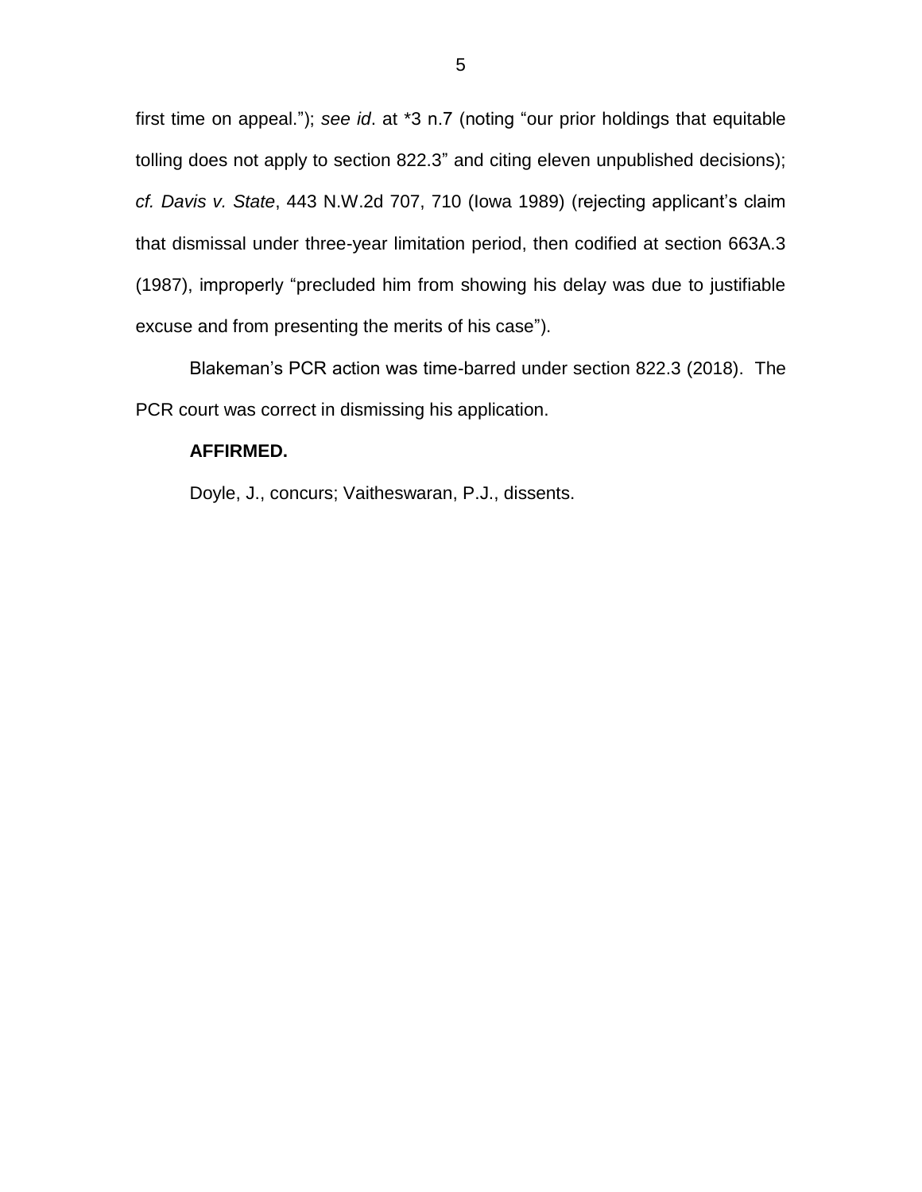first time on appeal."); *see id*. at *3 n.7 (noting "our prior holdings that equitable tolling does not apply to section 822.3" and citing eleven unpublished decisions); *cf. Davis v. State*, 443 N.W.2d 707, 710 (Iowa 1989) (rejecting applicant's claim that dismissal under three-year limitation period, then codified at section 663A.3 (1987), improperly "precluded him from showing his delay was due to justifiable excuse and from presenting the merits of his case").

Blakeman's PCR action was time-barred under section 822.3 (2018). The PCR court was correct in dismissing his application.

**AFFIRMED.**

Doyle, J., concurs; Vaitheswaran, P.J., dissents.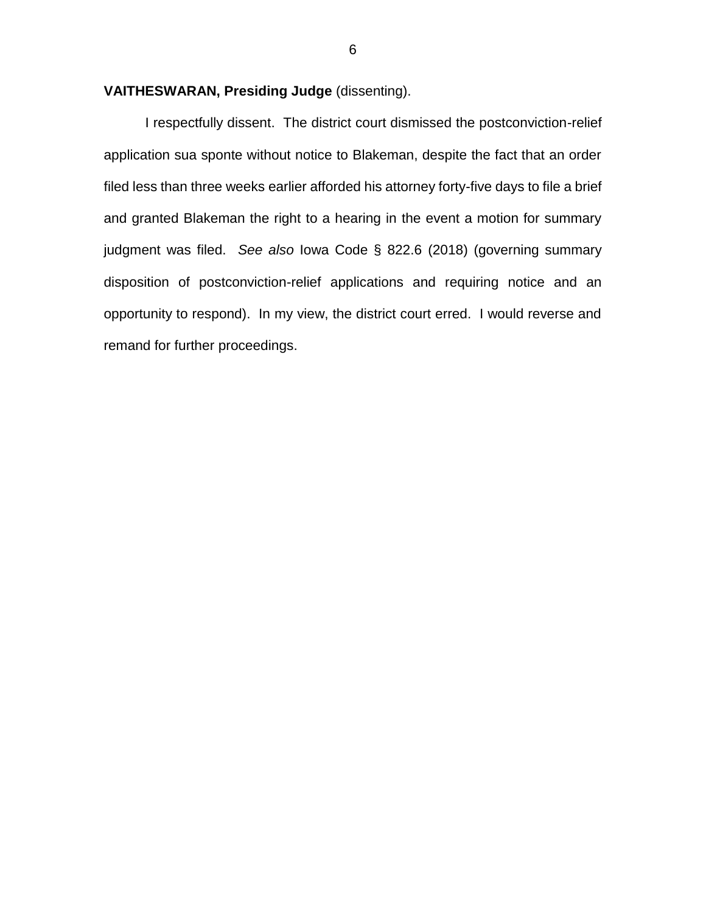**VAITHESWARAN, Presiding Judge** (dissenting).

I respectfully dissent. The district court dismissed the postconviction-relief application sua sponte without notice to Blakeman, despite the fact that an order filed less than three weeks earlier afforded his attorney forty-five days to file a brief and granted Blakeman the right to a hearing in the event a motion for summary judgment was filed. *See also* Iowa Code § 822.6 (2018) (governing summary disposition of postconviction-relief applications and requiring notice and an opportunity to respond). In my view, the district court erred. I would reverse and remand for further proceedings.